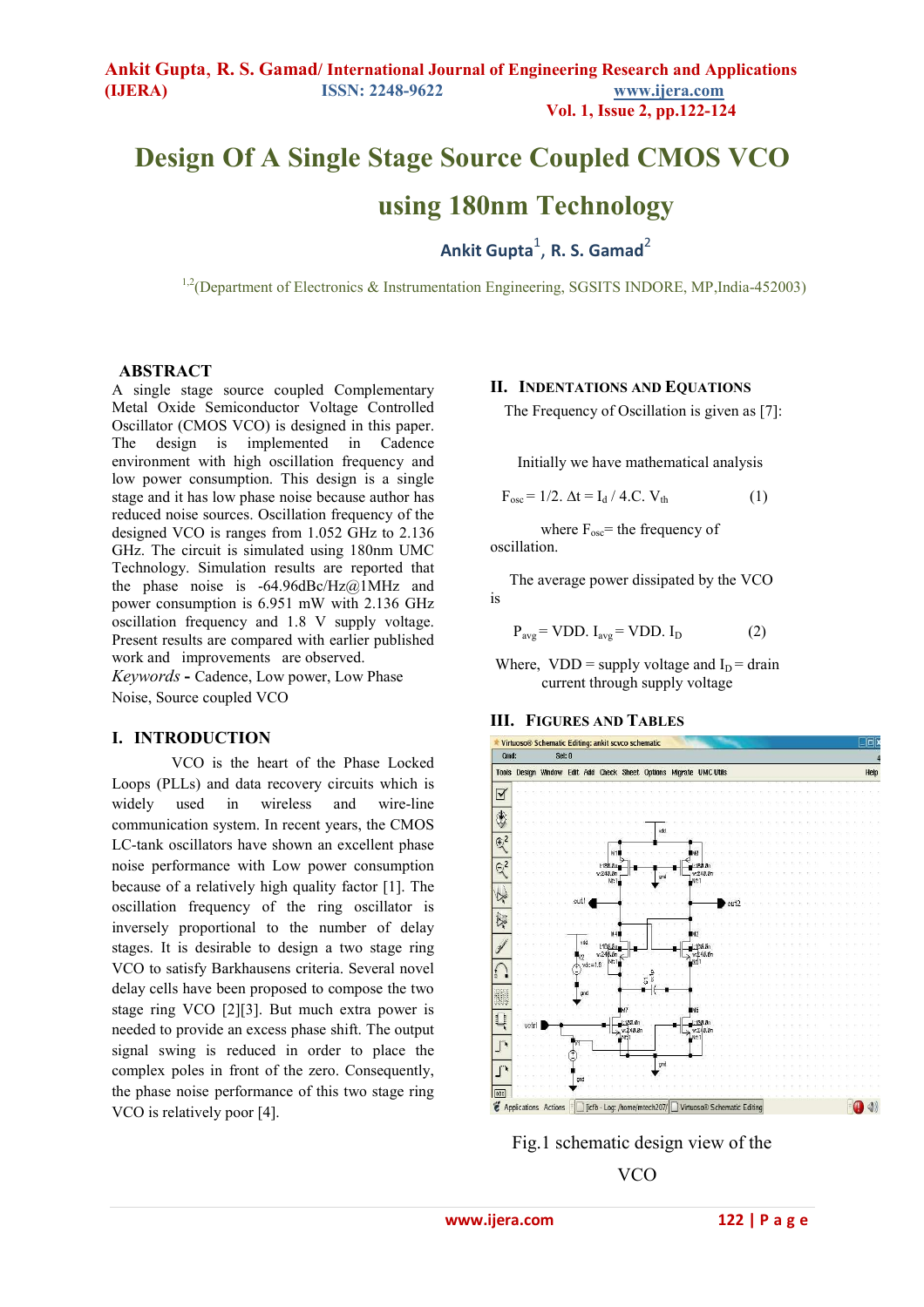# Design Of A Single Stage Source Coupled CMOS VCO using 180nm Technology

**Ankit Gupta[1], R. S. Gamad[2]**

[1,2](Department of Electronics & Instrumentation Engineering, SGSITS INDORE, MP,India-452003)

## ABSTRACT

A single stage source coupled Complementary Metal Oxide Semiconductor Voltage Controlled Oscillator (CMOS VCO) is designed in this paper. The design is implemented in Cadence environment with high oscillation frequency and low power consumption. This design is a single stage and it has low phase noise because author has reduced noise sources. Oscillation frequency of the designed VCO is ranges from 1.052 GHz to 2.136 GHz. The circuit is simulated using 180nm UMC Technology. Simulation results are reported that the phase noise is -64.96dBc/Hz@1MHz and power consumption is 6.951 mW with 2.136 GHz oscillation frequency and 1.8 V supply voltage. Present results are compared with earlier published work and improvements are observed.

*Keywords* **-** Cadence, Low power, Low Phase Noise, Source coupled VCO

## I. INTRODUCTION

VCO is the heart of the Phase Locked Loops (PLLs) and data recovery circuits which is widely used in wireless and wire-line communication system. In recent years, the CMOS LC-tank oscillators have shown an excellent phase noise performance with Low power consumption because of a relatively high quality factor [1]. The oscillation frequency of the ring oscillator is inversely proportional to the number of delay stages. It is desirable to design a two stage ring VCO to satisfy Barkhausens criteria. Several novel delay cells have been proposed to compose the two stage ring VCO [2][3]. But much extra power is needed to provide an excess phase shift. The output signal swing is reduced in order to place the complex poles in front of the zero. Consequently, the phase noise performance of this two stage ring VCO is relatively poor [4].

## II. INDENTATIONS AND EQUATIONS

The Frequency of Oscillation is given as [7]:

Initially we have mathematical analysis

$$F_{osc} = 1/2.\ \Delta t = I_d / 4.C.\ V_{th} \qquad (1)$$

where $F_{osc}$ = the frequency of oscillation.

The average power dissipated by the VCO is

$$P_{avg} = VDD.\ I_{avg} = VDD.\ I_D \qquad (2)$$

Where, VDD = supply voltage and $I_D$ = drain current through supply voltage

## III. FIGURES AND TABLES

Fig.1 schematic design view of the VCO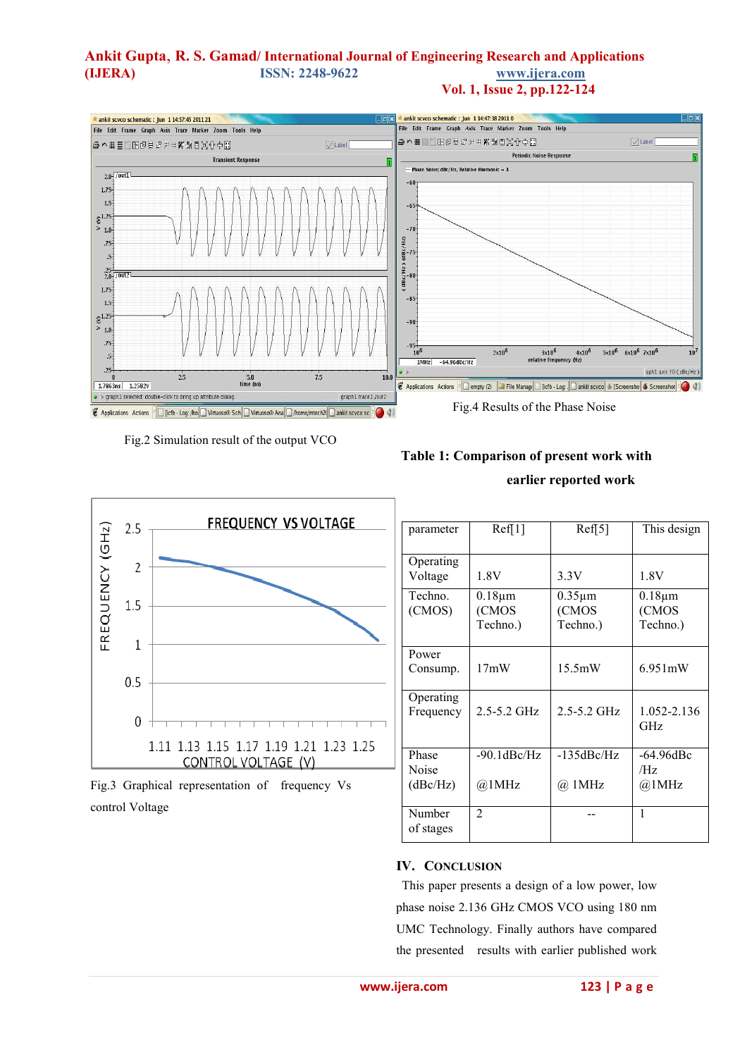Fig.2 Simulation result of the output VCO

Fig.4 Results of the Phase Noise

Fig.3 Graphical representation of frequency Vs control Voltage

**Table 1: Comparison of present work with earlier reported work**

| parameter | Ref[1] | Ref[5] | This design |
|---|---|---|---|
| Operating Voltage | 1.8V | 3.3V | 1.8V |
| Techno. (CMOS) | 0.18µm (CMOS Techno.) | 0.35µm (CMOS Techno.) | 0.18µm (CMOS Techno.) |
| Power Consump. | 17mW | 15.5mW | 6.951mW |
| Operating Frequency | 2.5-5.2 GHz | 2.5-5.2 GHz | 1.052-2.136 GHz |
| Phase Noise (dBc/Hz) | -90.1dBc/Hz @1MHz | -135dBc/Hz @ 1MHz | -64.96dBc /Hz @1MHz |
| Number of stages | 2 | -- | 1 |

## IV. CONCLUSION

This paper presents a design of a low power, low phase noise 2.136 GHz CMOS VCO using 180 nm UMC Technology. Finally authors have compared the presented results with earlier published work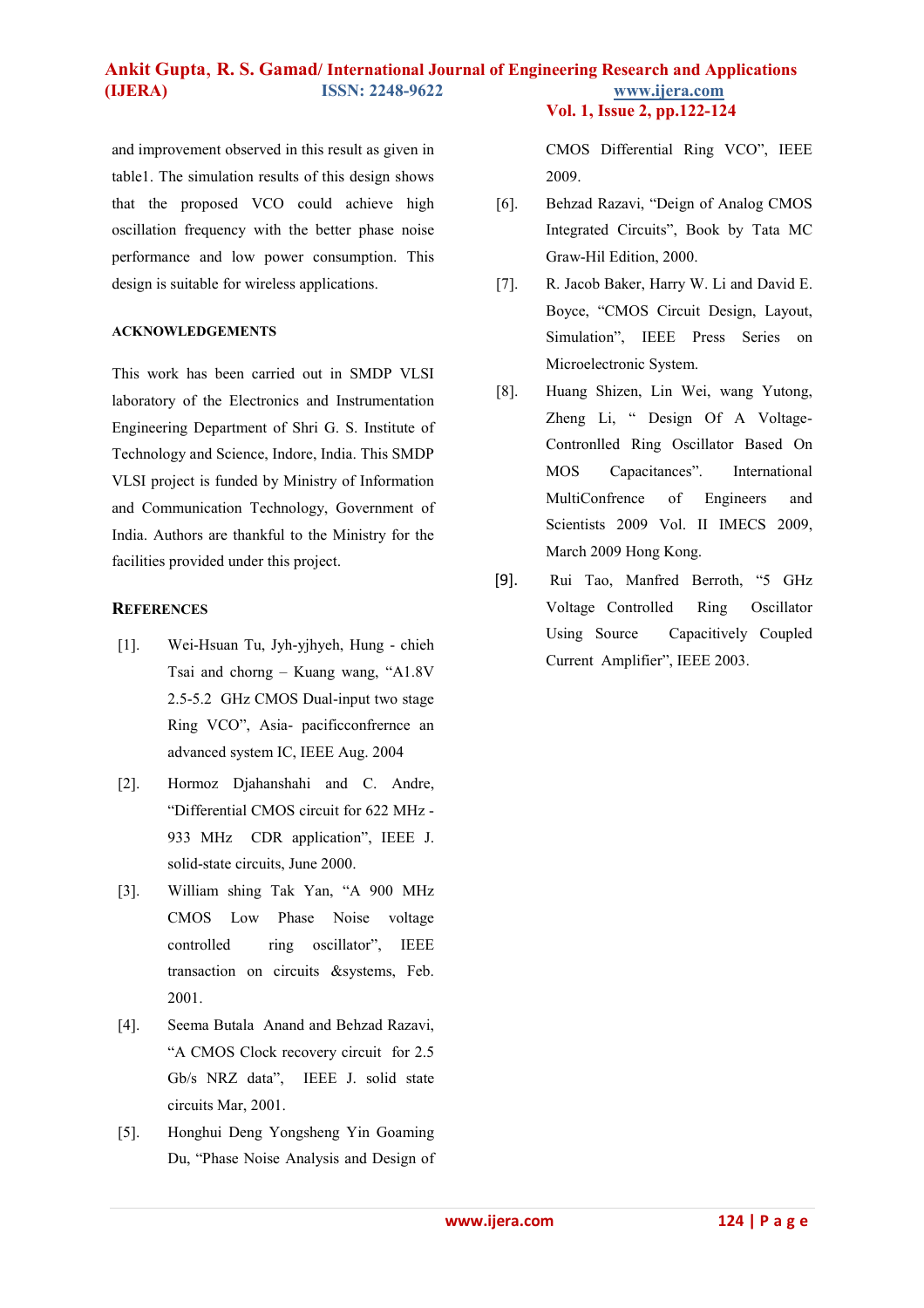and improvement observed in this result as given in table1. The simulation results of this design shows that the proposed VCO could achieve high oscillation frequency with the better phase noise performance and low power consumption. This design is suitable for wireless applications.

### ACKNOWLEDGEMENTS

This work has been carried out in SMDP VLSI laboratory of the Electronics and Instrumentation Engineering Department of Shri G. S. Institute of Technology and Science, Indore, India. This SMDP VLSI project is funded by Ministry of Information and Communication Technology, Government of India. Authors are thankful to the Ministry for the facilities provided under this project.

### REFERENCES

[1]. Wei-Hsuan Tu, Jyh-yjhyeh, Hung - chieh Tsai and chorng – Kuang wang, "A1.8V 2.5-5.2 GHz CMOS Dual-input two stage Ring VCO", Asia- pacificconfrernce an advanced system IC, IEEE Aug. 2004

[2]. Hormoz Djahanshahi and C. Andre, "Differential CMOS circuit for 622 MHz - 933 MHz CDR application", IEEE J. solid-state circuits, June 2000.

[3]. William shing Tak Yan, "A 900 MHz CMOS Low Phase Noise voltage controlled ring oscillator", IEEE transaction on circuits &systems, Feb. 2001.

[4]. Seema Butala Anand and Behzad Razavi, "A CMOS Clock recovery circuit for 2.5 Gb/s NRZ data", IEEE J. solid state circuits Mar, 2001.

[5]. Honghui Deng Yongsheng Yin Goaming Du, "Phase Noise Analysis and Design of CMOS Differential Ring VCO", IEEE 2009.

[6]. Behzad Razavi, "Deign of Analog CMOS Integrated Circuits", Book by Tata MC Graw-Hil Edition, 2000.

[7]. R. Jacob Baker, Harry W. Li and David E. Boyce, "CMOS Circuit Design, Layout, Simulation", IEEE Press Series on Microelectronic System.

[8]. Huang Shizen, Lin Wei, wang Yutong, Zheng Li, " Design Of A Voltage-Contronlled Ring Oscillator Based On MOS Capacitances". International MultiConfrence of Engineers and Scientists 2009 Vol. II IMECS 2009, March 2009 Hong Kong.

[9]. Rui Tao, Manfred Berroth, "5 GHz Voltage Controlled Ring Oscillator Using Source Capacitively Coupled Current Amplifier", IEEE 2003.